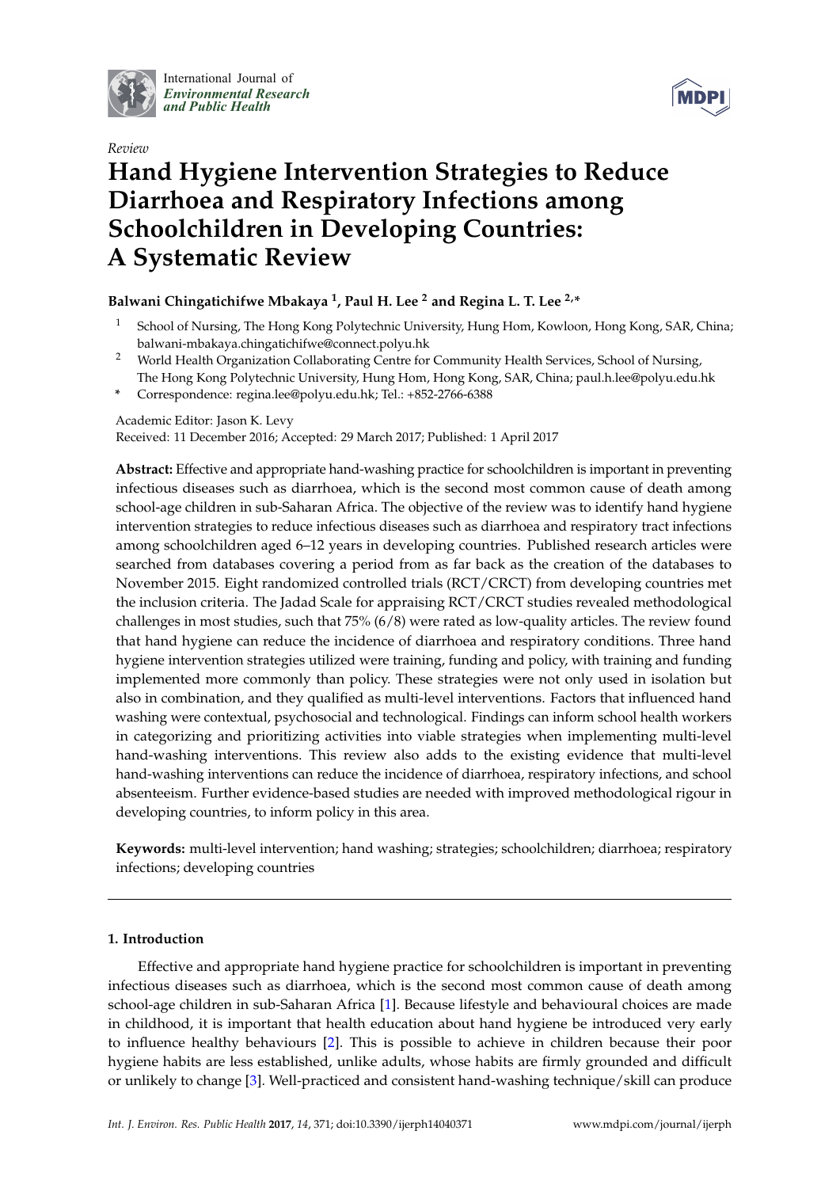International Journal of *Environmental Research and Public Health*

*Review*

# Hand Hygiene Intervention Strategies to Reduce Diarrhoea and Respiratory Infections among Schoolchildren in Developing Countries: A Systematic Review

**Balwani Chingatichifwe Mbakaya [1], Paul H. Lee [2] and Regina L. T. Lee [2,*]**

[1] School of Nursing, The Hong Kong Polytechnic University, Hung Hom, Kowloon, Hong Kong, SAR, China; balwani-mbakaya.chingatichifwe@connect.polyu.hk

[2] World Health Organization Collaborating Centre for Community Health Services, School of Nursing, The Hong Kong Polytechnic University, Hung Hom, Hong Kong, SAR, China; paul.h.lee@polyu.edu.hk

[*] Correspondence: regina.lee@polyu.edu.hk; Tel.: +852-2766-6388

Academic Editor: Jason K. Levy

Received: 11 December 2016; Accepted: 29 March 2017; Published: 1 April 2017

**Abstract:** Effective and appropriate hand-washing practice for schoolchildren is important in preventing infectious diseases such as diarrhoea, which is the second most common cause of death among school-age children in sub-Saharan Africa. The objective of the review was to identify hand hygiene intervention strategies to reduce infectious diseases such as diarrhoea and respiratory tract infections among schoolchildren aged 6–12 years in developing countries. Published research articles were searched from databases covering a period from as far back as the creation of the databases to November 2015. Eight randomized controlled trials (RCT/CRCT) from developing countries met the inclusion criteria. The Jadad Scale for appraising RCT/CRCT studies revealed methodological challenges in most studies, such that 75% (6/8) were rated as low-quality articles. The review found that hand hygiene can reduce the incidence of diarrhoea and respiratory conditions. Three hand hygiene intervention strategies utilized were training, funding and policy, with training and funding implemented more commonly than policy. These strategies were not only used in isolation but also in combination, and they qualified as multi-level interventions. Factors that influenced hand washing were contextual, psychosocial and technological. Findings can inform school health workers in categorizing and prioritizing activities into viable strategies when implementing multi-level hand-washing interventions. This review also adds to the existing evidence that multi-level hand-washing interventions can reduce the incidence of diarrhoea, respiratory infections, and school absenteeism. Further evidence-based studies are needed with improved methodological rigour in developing countries, to inform policy in this area.

**Keywords:** multi-level intervention; hand washing; strategies; schoolchildren; diarrhoea; respiratory infections; developing countries

## 1. Introduction

Effective and appropriate hand hygiene practice for schoolchildren is important in preventing infectious diseases such as diarrhoea, which is the second most common cause of death among school-age children in sub-Saharan Africa [1]. Because lifestyle and behavioural choices are made in childhood, it is important that health education about hand hygiene be introduced very early to influence healthy behaviours [2]. This is possible to achieve in children because their poor hygiene habits are less established, unlike adults, whose habits are firmly grounded and difficult or unlikely to change [3]. Well-practiced and consistent hand-washing technique/skill can produce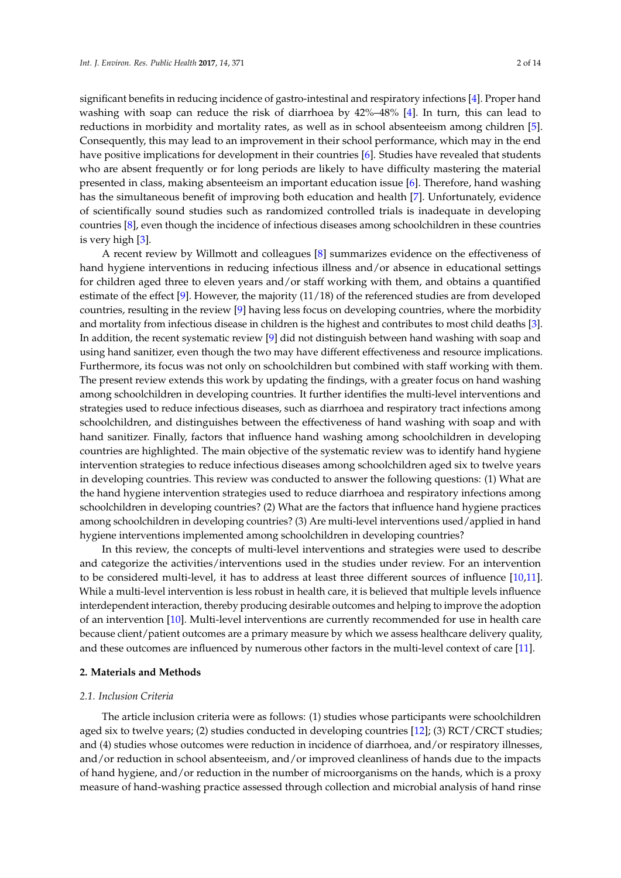significant benefits in reducing incidence of gastro-intestinal and respiratory infections [4]. Proper hand washing with soap can reduce the risk of diarrhoea by 42%–48% [4]. In turn, this can lead to reductions in morbidity and mortality rates, as well as in school absenteeism among children [5]. Consequently, this may lead to an improvement in their school performance, which may in the end have positive implications for development in their countries [6]. Studies have revealed that students who are absent frequently or for long periods are likely to have difficulty mastering the material presented in class, making absenteeism an important education issue [6]. Therefore, hand washing has the simultaneous benefit of improving both education and health [7]. Unfortunately, evidence of scientifically sound studies such as randomized controlled trials is inadequate in developing countries [8], even though the incidence of infectious diseases among schoolchildren in these countries is very high [3].

A recent review by Willmott and colleagues [8] summarizes evidence on the effectiveness of hand hygiene interventions in reducing infectious illness and/or absence in educational settings for children aged three to eleven years and/or staff working with them, and obtains a quantified estimate of the effect [9]. However, the majority (11/18) of the referenced studies are from developed countries, resulting in the review [9] having less focus on developing countries, where the morbidity and mortality from infectious disease in children is the highest and contributes to most child deaths [3]. In addition, the recent systematic review [9] did not distinguish between hand washing with soap and using hand sanitizer, even though the two may have different effectiveness and resource implications. Furthermore, its focus was not only on schoolchildren but combined with staff working with them. The present review extends this work by updating the findings, with a greater focus on hand washing among schoolchildren in developing countries. It further identifies the multi-level interventions and strategies used to reduce infectious diseases, such as diarrhoea and respiratory tract infections among schoolchildren, and distinguishes between the effectiveness of hand washing with soap and with hand sanitizer. Finally, factors that influence hand washing among schoolchildren in developing countries are highlighted. The main objective of the systematic review was to identify hand hygiene intervention strategies to reduce infectious diseases among schoolchildren aged six to twelve years in developing countries. This review was conducted to answer the following questions: (1) What are the hand hygiene intervention strategies used to reduce diarrhoea and respiratory infections among schoolchildren in developing countries? (2) What are the factors that influence hand hygiene practices among schoolchildren in developing countries? (3) Are multi-level interventions used/applied in hand hygiene interventions implemented among schoolchildren in developing countries?

In this review, the concepts of multi-level interventions and strategies were used to describe and categorize the activities/interventions used in the studies under review. For an intervention to be considered multi-level, it has to address at least three different sources of influence [10,11]. While a multi-level intervention is less robust in health care, it is believed that multiple levels influence interdependent interaction, thereby producing desirable outcomes and helping to improve the adoption of an intervention [10]. Multi-level interventions are currently recommended for use in health care because client/patient outcomes are a primary measure by which we assess healthcare delivery quality, and these outcomes are influenced by numerous other factors in the multi-level context of care [11].

## 2. Materials and Methods

### 2.1. Inclusion Criteria

The article inclusion criteria were as follows: (1) studies whose participants were schoolchildren aged six to twelve years; (2) studies conducted in developing countries [12]; (3) RCT/CRCT studies; and (4) studies whose outcomes were reduction in incidence of diarrhoea, and/or respiratory illnesses, and/or reduction in school absenteeism, and/or improved cleanliness of hands due to the impacts of hand hygiene, and/or reduction in the number of microorganisms on the hands, which is a proxy measure of hand-washing practice assessed through collection and microbial analysis of hand rinse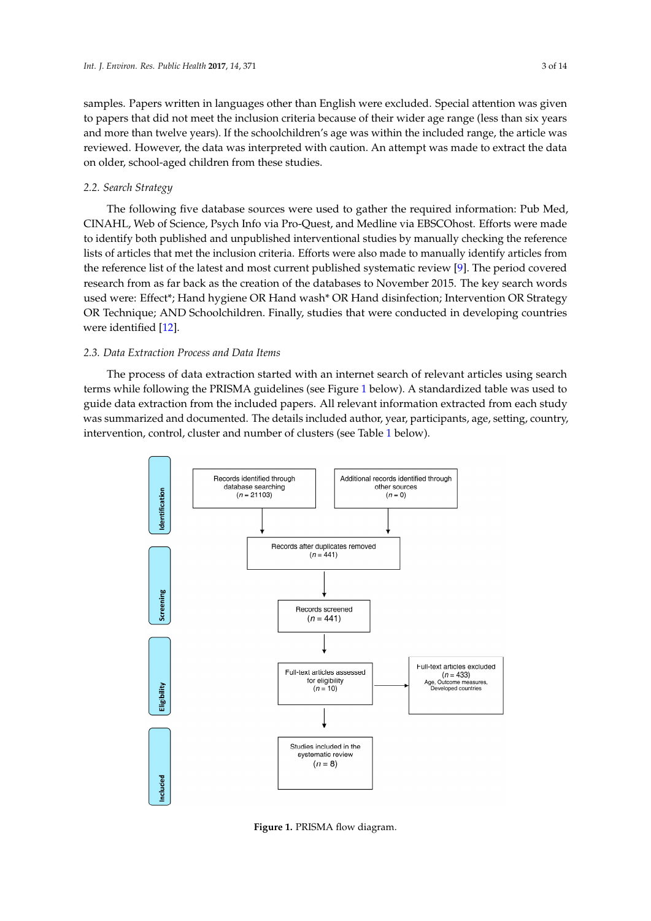samples. Papers written in languages other than English were excluded. Special attention was given to papers that did not meet the inclusion criteria because of their wider age range (less than six years and more than twelve years). If the schoolchildren's age was within the included range, the article was reviewed. However, the data was interpreted with caution. An attempt was made to extract the data on older, school-aged children from these studies.

### 2.2. Search Strategy

The following five database sources were used to gather the required information: Pub Med, CINAHL, Web of Science, Psych Info via Pro-Quest, and Medline via EBSCOhost. Efforts were made to identify both published and unpublished interventional studies by manually checking the reference lists of articles that met the inclusion criteria. Efforts were also made to manually identify articles from the reference list of the latest and most current published systematic review [9]. The period covered research from as far back as the creation of the databases to November 2015. The key search words used were: Effect*; Hand hygiene OR Hand wash* OR Hand disinfection; Intervention OR Strategy OR Technique; AND Schoolchildren. Finally, studies that were conducted in developing countries were identified [12].

### 2.3. Data Extraction Process and Data Items

The process of data extraction started with an internet search of relevant articles using search terms while following the PRISMA guidelines (see Figure 1 below). A standardized table was used to guide data extraction from the included papers. All relevant information extracted from each study was summarized and documented. The details included author, year, participants, age, setting, country, intervention, control, cluster and number of clusters (see Table 1 below).

**Identification**
- Records identified through database searching ($n$ = 21103)
- Additional records identified through other sources ($n$ = 0)
- Records after duplicates removed ($n$ = 441)

**Screening**
- Records screened ($n$ = 441)

**Eligibility**
- Full-text articles assessed for eligibility ($n$ = 10)
- Full-text articles excluded ($n$ = 433) Age, Outcome measures, Developed countries

**Included**
- Studies included in the systematic review ($n$ = 8)

**Figure 1.** PRISMA flow diagram.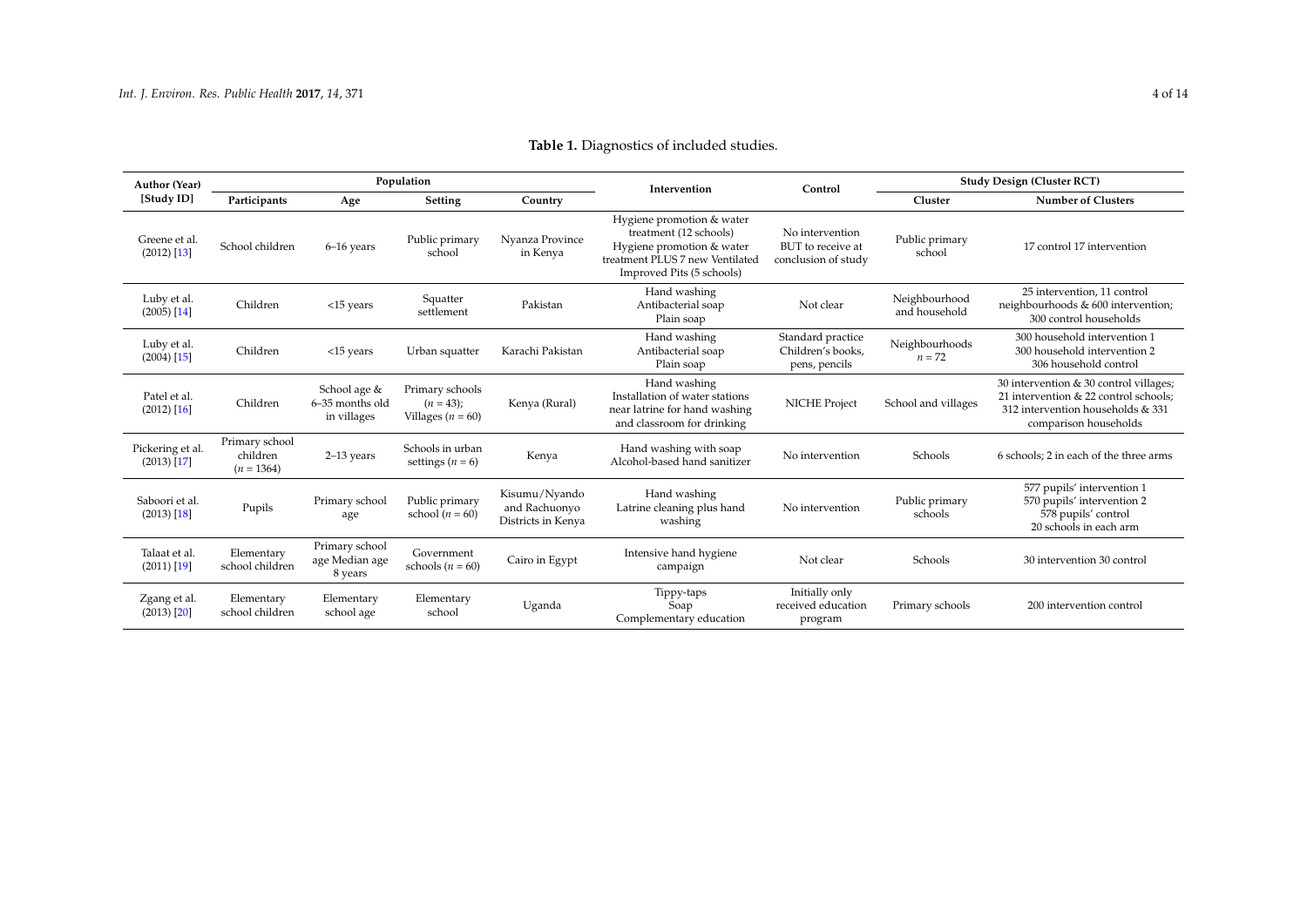**Table 1.** Diagnostics of included studies.

| Author (Year) [Study ID] | Population | | | | Intervention | Control | Study Design (Cluster RCT) | |
|---|---|---|---|---|---|---|---|---|
| | Participants | Age | Setting | Country | | | Cluster | Number of Clusters |
| Greene et al. (2012) [13] | School children | 6–16 years | Public primary school | Nyanza Province in Kenya | Hygiene promotion & water treatment (12 schools) Hygiene promotion & water treatment PLUS 7 new Ventilated Improved Pits (5 schools) | No intervention BUT to receive at conclusion of study | Public primary school | 17 control 17 intervention |
| Luby et al. (2005) [14] | Children | <15 years | Squatter settlement | Pakistan | Hand washing Antibacterial soap Plain soap | Not clear | Neighbourhood and household | 25 intervention, 11 control neighbourhoods & 600 intervention; 300 control households |
| Luby et al. (2004) [15] | Children | <15 years | Urban squatter | Karachi Pakistan | Hand washing Antibacterial soap Plain soap | Standard practice Children's books, pens, pencils | Neighbourhoods $n = 72$ | 300 household intervention 1 300 household intervention 2 306 household control |
| Patel et al. (2012) [16] | Children | School age & 6–35 months old in villages | Primary schools ($n = 43$); Villages ($n = 60$) | Kenya (Rural) | Hand washing Installation of water stations near latrine for hand washing and classroom for drinking | NICHE Project | School and villages | 30 intervention & 30 control villages; 21 intervention & 22 control schools; 312 intervention households & 331 comparison households |
| Pickering et al. (2013) [17] | Primary school children ($n = 1364$) | 2–13 years | Schools in urban settings ($n = 6$) | Kenya | Hand washing with soap Alcohol-based hand sanitizer | No intervention | Schools | 6 schools; 2 in each of the three arms |
| Saboori et al. (2013) [18] | Pupils | Primary school age | Public primary school ($n = 60$) | Kisumu/Nyando and Rachuonyo Districts in Kenya | Hand washing Latrine cleaning plus hand washing | No intervention | Public primary schools | 577 pupils' intervention 1 570 pupils' intervention 2 578 pupils' control 20 schools in each arm |
| Talaat et al. (2011) [19] | Elementary school children | Primary school age Median age 8 years | Government schools ($n = 60$) | Cairo in Egypt | Intensive hand hygiene campaign | Not clear | Schools | 30 intervention 30 control |
| Zgang et al. (2013) [20] | Elementary school children | Elementary school age | Elementary school | Uganda | Tippy-taps Soap Complementary education | Initially only received education program | Primary schools | 200 intervention control |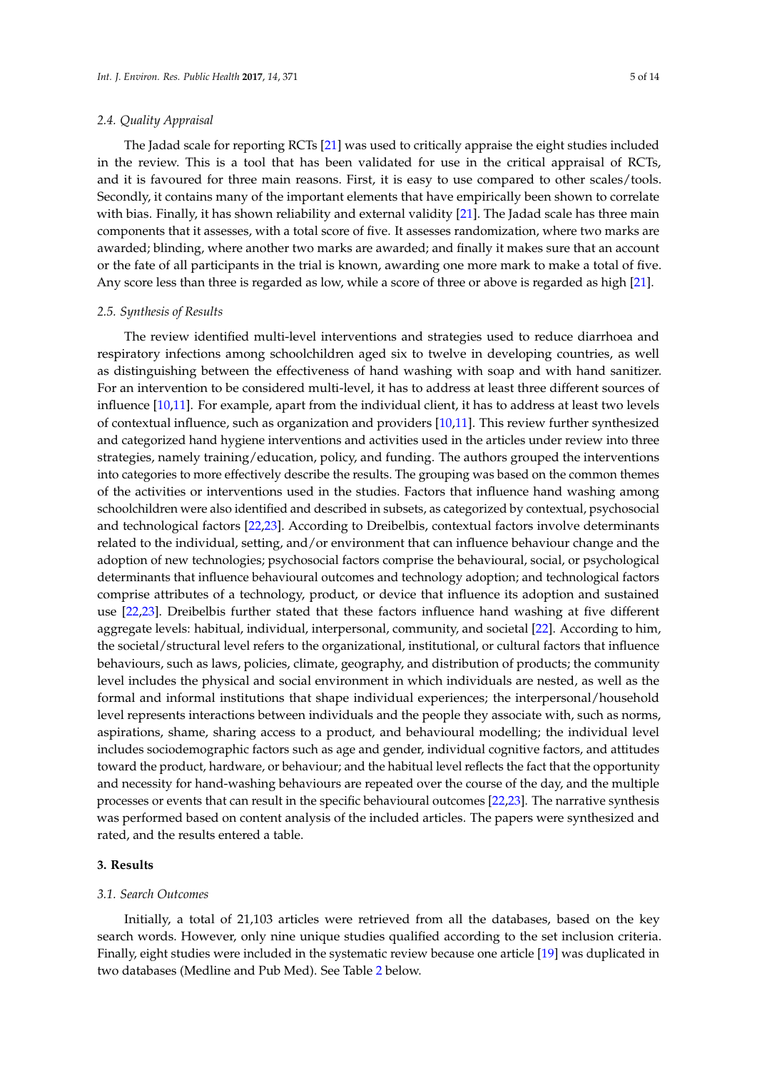### 2.4. Quality Appraisal

The Jadad scale for reporting RCTs [21] was used to critically appraise the eight studies included in the review. This is a tool that has been validated for use in the critical appraisal of RCTs, and it is favoured for three main reasons. First, it is easy to use compared to other scales/tools. Secondly, it contains many of the important elements that have empirically been shown to correlate with bias. Finally, it has shown reliability and external validity [21]. The Jadad scale has three main components that it assesses, with a total score of five. It assesses randomization, where two marks are awarded; blinding, where another two marks are awarded; and finally it makes sure that an account or the fate of all participants in the trial is known, awarding one more mark to make a total of five. Any score less than three is regarded as low, while a score of three or above is regarded as high [21].

### 2.5. Synthesis of Results

The review identified multi-level interventions and strategies used to reduce diarrhoea and respiratory infections among schoolchildren aged six to twelve in developing countries, as well as distinguishing between the effectiveness of hand washing with soap and with hand sanitizer. For an intervention to be considered multi-level, it has to address at least three different sources of influence [10,11]. For example, apart from the individual client, it has to address at least two levels of contextual influence, such as organization and providers [10,11]. This review further synthesized and categorized hand hygiene interventions and activities used in the articles under review into three strategies, namely training/education, policy, and funding. The authors grouped the interventions into categories to more effectively describe the results. The grouping was based on the common themes of the activities or interventions used in the studies. Factors that influence hand washing among schoolchildren were also identified and described in subsets, as categorized by contextual, psychosocial and technological factors [22,23]. According to Dreibelbis, contextual factors involve determinants related to the individual, setting, and/or environment that can influence behaviour change and the adoption of new technologies; psychosocial factors comprise the behavioural, social, or psychological determinants that influence behavioural outcomes and technology adoption; and technological factors comprise attributes of a technology, product, or device that influence its adoption and sustained use [22,23]. Dreibelbis further stated that these factors influence hand washing at five different aggregate levels: habitual, individual, interpersonal, community, and societal [22]. According to him, the societal/structural level refers to the organizational, institutional, or cultural factors that influence behaviours, such as laws, policies, climate, geography, and distribution of products; the community level includes the physical and social environment in which individuals are nested, as well as the formal and informal institutions that shape individual experiences; the interpersonal/household level represents interactions between individuals and the people they associate with, such as norms, aspirations, shame, sharing access to a product, and behavioural modelling; the individual level includes sociodemographic factors such as age and gender, individual cognitive factors, and attitudes toward the product, hardware, or behaviour; and the habitual level reflects the fact that the opportunity and necessity for hand-washing behaviours are repeated over the course of the day, and the multiple processes or events that can result in the specific behavioural outcomes [22,23]. The narrative synthesis was performed based on content analysis of the included articles. The papers were synthesized and rated, and the results entered a table.

## 3. Results

### 3.1. Search Outcomes

Initially, a total of 21,103 articles were retrieved from all the databases, based on the key search words. However, only nine unique studies qualified according to the set inclusion criteria. Finally, eight studies were included in the systematic review because one article [19] was duplicated in two databases (Medline and Pub Med). See Table 2 below.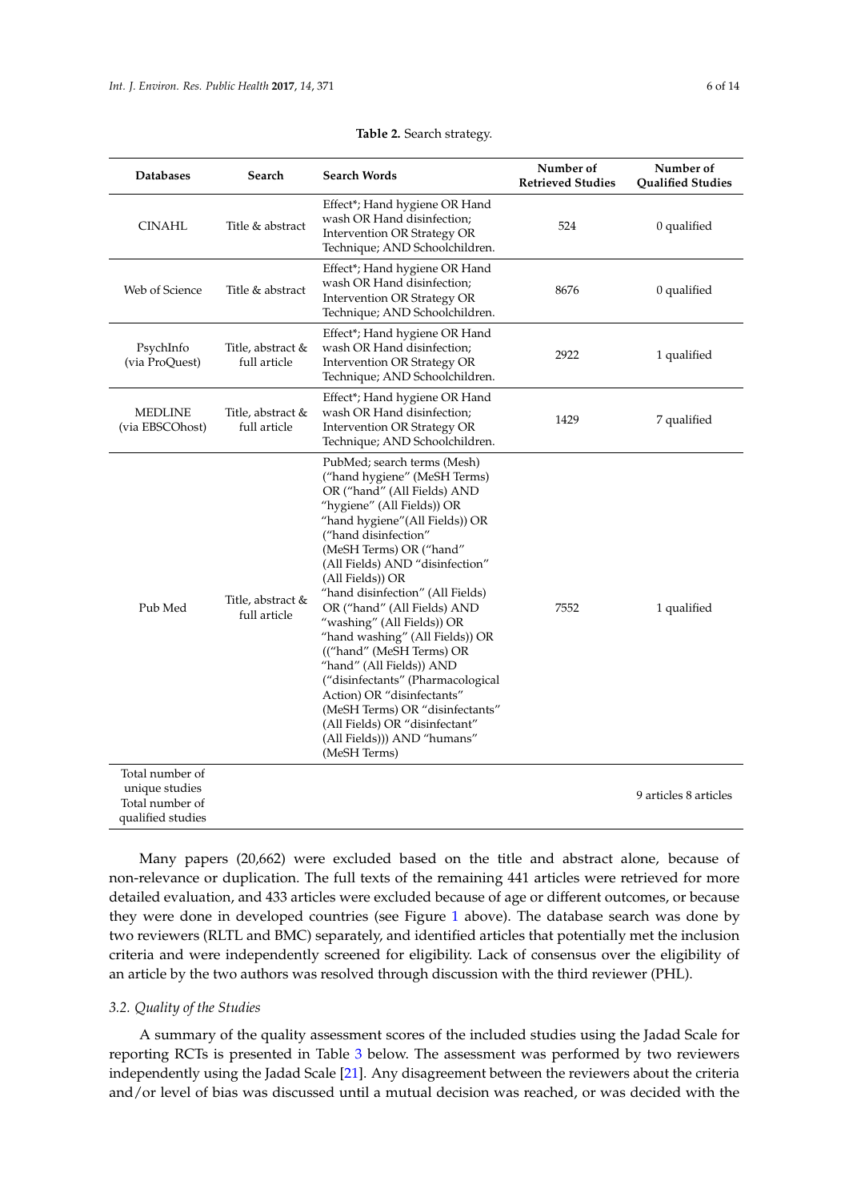**Table 2.** Search strategy.

| Databases | Search | Search Words | Number of Retrieved Studies | Number of Qualified Studies |
|---|---|---|---|---|
| CINAHL | Title & abstract | Effect*; Hand hygiene OR Hand wash OR Hand disinfection; Intervention OR Strategy OR Technique; AND Schoolchildren. | 524 | 0 qualified |
| Web of Science | Title & abstract | Effect*; Hand hygiene OR Hand wash OR Hand disinfection; Intervention OR Strategy OR Technique; AND Schoolchildren. | 8676 | 0 qualified |
| PsychInfo (via ProQuest) | Title, abstract & full article | Effect*; Hand hygiene OR Hand wash OR Hand disinfection; Intervention OR Strategy OR Technique; AND Schoolchildren. | 2922 | 1 qualified |
| MEDLINE (via EBSCOhost) | Title, abstract & full article | Effect*; Hand hygiene OR Hand wash OR Hand disinfection; Intervention OR Strategy OR Technique; AND Schoolchildren. | 1429 | 7 qualified |
| Pub Med | Title, abstract & full article | PubMed; search terms (Mesh) ("hand hygiene" (MeSH Terms) OR ("hand" (All Fields) AND "hygiene" (All Fields)) OR "hand hygiene"(All Fields)) OR ("hand disinfection" (MeSH Terms) OR ("hand" (All Fields) AND "disinfection" (All Fields)) OR "hand disinfection" (All Fields) OR ("hand" (All Fields) AND "washing" (All Fields)) OR "hand washing" (All Fields)) OR (("hand" (MeSH Terms) OR "hand" (All Fields)) AND ("disinfectants" (Pharmacological Action) OR "disinfectants" (MeSH Terms) OR "disinfectants" (All Fields) OR "disinfectant" (All Fields))) AND "humans" (MeSH Terms) | 7552 | 1 qualified |
| Total number of unique studies Total number of qualified studies | | | | 9 articles 8 articles |

Many papers (20,662) were excluded based on the title and abstract alone, because of non-relevance or duplication. The full texts of the remaining 441 articles were retrieved for more detailed evaluation, and 433 articles were excluded because of age or different outcomes, or because they were done in developed countries (see Figure 1 above). The database search was done by two reviewers (RLTL and BMC) separately, and identified articles that potentially met the inclusion criteria and were independently screened for eligibility. Lack of consensus over the eligibility of an article by the two authors was resolved through discussion with the third reviewer (PHL).

### *3.2. Quality of the Studies*

A summary of the quality assessment scores of the included studies using the Jadad Scale for reporting RCTs is presented in Table 3 below. The assessment was performed by two reviewers independently using the Jadad Scale [21]. Any disagreement between the reviewers about the criteria and/or level of bias was discussed until a mutual decision was reached, or was decided with the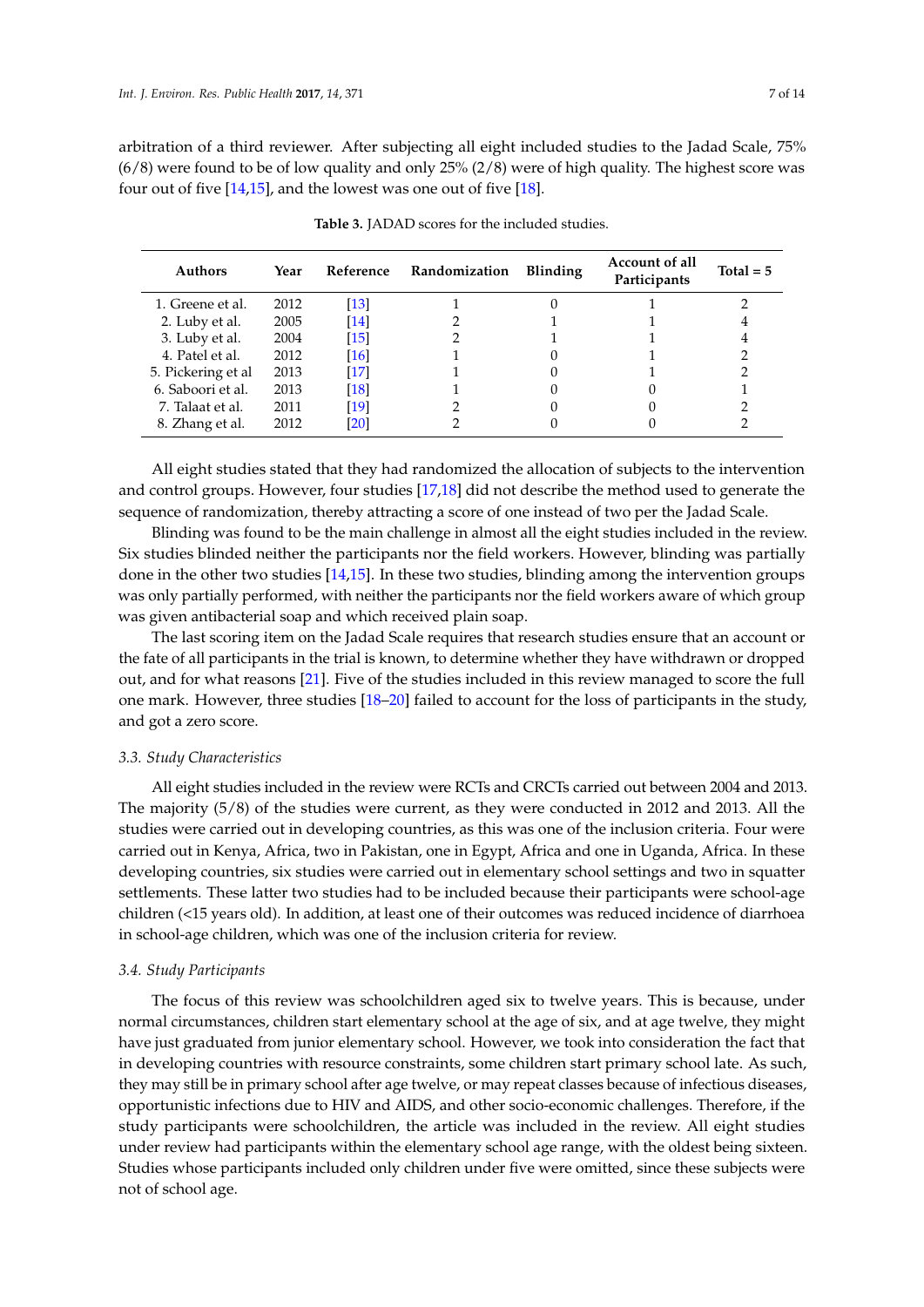arbitration of a third reviewer. After subjecting all eight included studies to the Jadad Scale, 75% (6/8) were found to be of low quality and only 25% (2/8) were of high quality. The highest score was four out of five [14,15], and the lowest was one out of five [18].

**Table 3.** JADAD scores for the included studies.

| Authors | Year | Reference | Randomization | Blinding | Account of all Participants | Total = 5 |
|---|---|---|---|---|---|---|
| 1. Greene et al. | 2012 | [13] | 1 | 0 | 1 | 2 |
| 2. Luby et al. | 2005 | [14] | 2 | 1 | 1 | 4 |
| 3. Luby et al. | 2004 | [15] | 2 | 1 | 1 | 4 |
| 4. Patel et al. | 2012 | [16] | 1 | 0 | 1 | 2 |
| 5. Pickering et al | 2013 | [17] | 1 | 0 | 1 | 2 |
| 6. Saboori et al. | 2013 | [18] | 1 | 0 | 0 | 1 |
| 7. Talaat et al. | 2011 | [19] | 2 | 0 | 0 | 2 |
| 8. Zhang et al. | 2012 | [20] | 2 | 0 | 0 | 2 |

All eight studies stated that they had randomized the allocation of subjects to the intervention and control groups. However, four studies [17,18] did not describe the method used to generate the sequence of randomization, thereby attracting a score of one instead of two per the Jadad Scale.

Blinding was found to be the main challenge in almost all the eight studies included in the review. Six studies blinded neither the participants nor the field workers. However, blinding was partially done in the other two studies [14,15]. In these two studies, blinding among the intervention groups was only partially performed, with neither the participants nor the field workers aware of which group was given antibacterial soap and which received plain soap.

The last scoring item on the Jadad Scale requires that research studies ensure that an account or the fate of all participants in the trial is known, to determine whether they have withdrawn or dropped out, and for what reasons [21]. Five of the studies included in this review managed to score the full one mark. However, three studies [18–20] failed to account for the loss of participants in the study, and got a zero score.

### 3.3. Study Characteristics

All eight studies included in the review were RCTs and CRCTs carried out between 2004 and 2013. The majority (5/8) of the studies were current, as they were conducted in 2012 and 2013. All the studies were carried out in developing countries, as this was one of the inclusion criteria. Four were carried out in Kenya, Africa, two in Pakistan, one in Egypt, Africa and one in Uganda, Africa. In these developing countries, six studies were carried out in elementary school settings and two in squatter settlements. These latter two studies had to be included because their participants were school-age children (<15 years old). In addition, at least one of their outcomes was reduced incidence of diarrhoea in school-age children, which was one of the inclusion criteria for review.

### 3.4. Study Participants

The focus of this review was schoolchildren aged six to twelve years. This is because, under normal circumstances, children start elementary school at the age of six, and at age twelve, they might have just graduated from junior elementary school. However, we took into consideration the fact that in developing countries with resource constraints, some children start primary school late. As such, they may still be in primary school after age twelve, or may repeat classes because of infectious diseases, opportunistic infections due to HIV and AIDS, and other socio-economic challenges. Therefore, if the study participants were schoolchildren, the article was included in the review. All eight studies under review had participants within the elementary school age range, with the oldest being sixteen. Studies whose participants included only children under five were omitted, since these subjects were not of school age.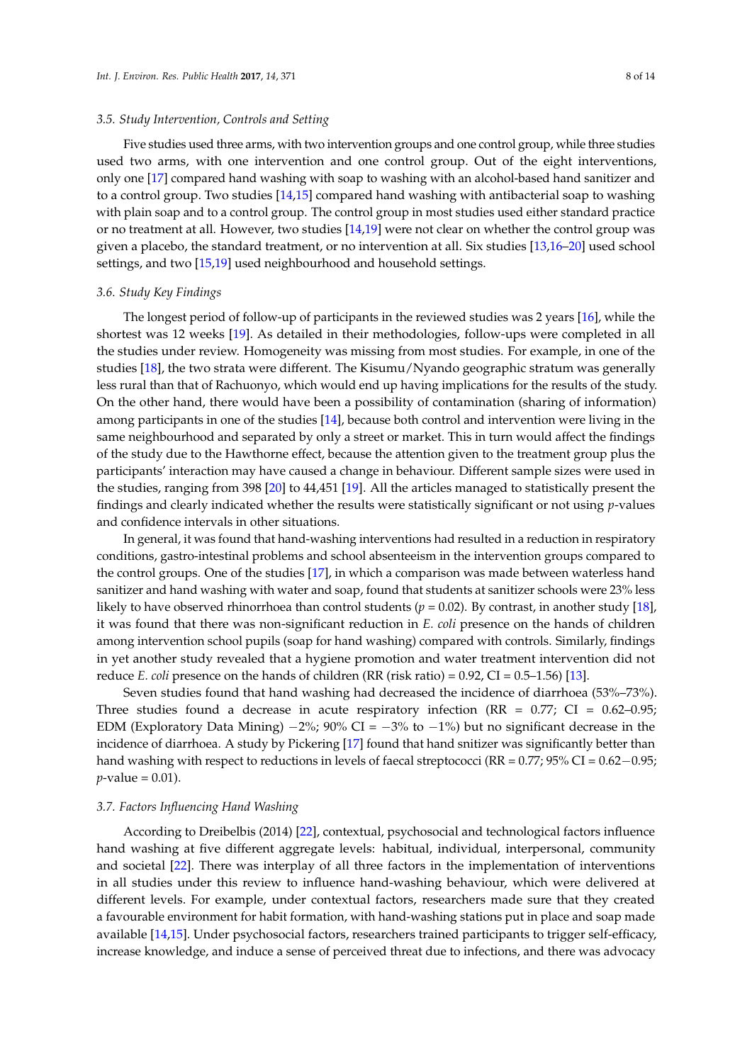### 3.5. Study Intervention, Controls and Setting

Five studies used three arms, with two intervention groups and one control group, while three studies used two arms, with one intervention and one control group. Out of the eight interventions, only one [17] compared hand washing with soap to washing with an alcohol-based hand sanitizer and to a control group. Two studies [14,15] compared hand washing with antibacterial soap to washing with plain soap and to a control group. The control group in most studies used either standard practice or no treatment at all. However, two studies [14,19] were not clear on whether the control group was given a placebo, the standard treatment, or no intervention at all. Six studies [13,16–20] used school settings, and two [15,19] used neighbourhood and household settings.

### 3.6. Study Key Findings

The longest period of follow-up of participants in the reviewed studies was 2 years [16], while the shortest was 12 weeks [19]. As detailed in their methodologies, follow-ups were completed in all the studies under review. Homogeneity was missing from most studies. For example, in one of the studies [18], the two strata were different. The Kisumu/Nyando geographic stratum was generally less rural than that of Rachuonyo, which would end up having implications for the results of the study. On the other hand, there would have been a possibility of contamination (sharing of information) among participants in one of the studies [14], because both control and intervention were living in the same neighbourhood and separated by only a street or market. This in turn would affect the findings of the study due to the Hawthorne effect, because the attention given to the treatment group plus the participants' interaction may have caused a change in behaviour. Different sample sizes were used in the studies, ranging from 398 [20] to 44,451 [19]. All the articles managed to statistically present the findings and clearly indicated whether the results were statistically significant or not using *p*-values and confidence intervals in other situations.

In general, it was found that hand-washing interventions had resulted in a reduction in respiratory conditions, gastro-intestinal problems and school absenteeism in the intervention groups compared to the control groups. One of the studies [17], in which a comparison was made between waterless hand sanitizer and hand washing with water and soap, found that students at sanitizer schools were 23% less likely to have observed rhinorrhoea than control students ($p = 0.02$). By contrast, in another study [18], it was found that there was non-significant reduction in *E. coli* presence on the hands of children among intervention school pupils (soap for hand washing) compared with controls. Similarly, findings in yet another study revealed that a hygiene promotion and water treatment intervention did not reduce *E. coli* presence on the hands of children (RR (risk ratio) = 0.92, CI = 0.5–1.56) [13].

Seven studies found that hand washing had decreased the incidence of diarrhoea (53%–73%). Three studies found a decrease in acute respiratory infection (RR = 0.77; CI = 0.62–0.95; EDM (Exploratory Data Mining) −2%; 90% CI = −3% to −1%) but no significant decrease in the incidence of diarrhoea. A study by Pickering [17] found that hand snitizer was significantly better than hand washing with respect to reductions in levels of faecal streptococci (RR = 0.77; 95% CI = 0.62−0.95; *p*-value = 0.01).

### 3.7. Factors Influencing Hand Washing

According to Dreibelbis (2014) [22], contextual, psychosocial and technological factors influence hand washing at five different aggregate levels: habitual, individual, interpersonal, community and societal [22]. There was interplay of all three factors in the implementation of interventions in all studies under this review to influence hand-washing behaviour, which were delivered at different levels. For example, under contextual factors, researchers made sure that they created a favourable environment for habit formation, with hand-washing stations put in place and soap made available [14,15]. Under psychosocial factors, researchers trained participants to trigger self-efficacy, increase knowledge, and induce a sense of perceived threat due to infections, and there was advocacy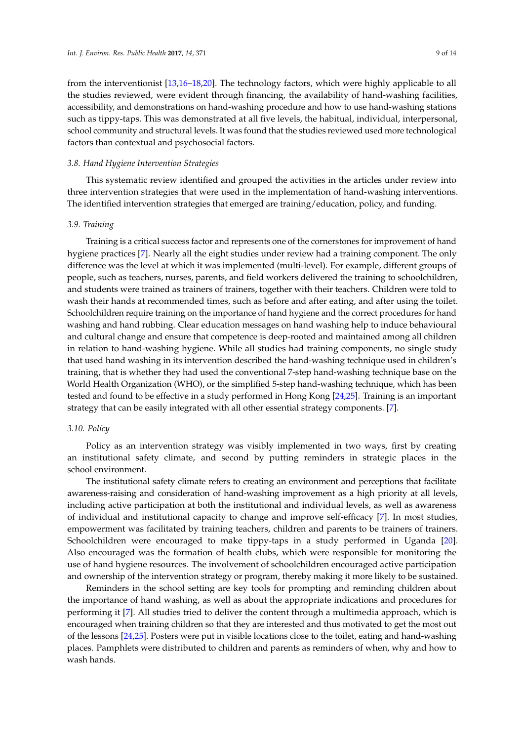from the interventionist [13,16–18,20]. The technology factors, which were highly applicable to all the studies reviewed, were evident through financing, the availability of hand-washing facilities, accessibility, and demonstrations on hand-washing procedure and how to use hand-washing stations such as tippy-taps. This was demonstrated at all five levels, the habitual, individual, interpersonal, school community and structural levels. It was found that the studies reviewed used more technological factors than contextual and psychosocial factors.

### *3.8. Hand Hygiene Intervention Strategies*

This systematic review identified and grouped the activities in the articles under review into three intervention strategies that were used in the implementation of hand-washing interventions. The identified intervention strategies that emerged are training/education, policy, and funding.

### *3.9. Training*

Training is a critical success factor and represents one of the cornerstones for improvement of hand hygiene practices [7]. Nearly all the eight studies under review had a training component. The only difference was the level at which it was implemented (multi-level). For example, different groups of people, such as teachers, nurses, parents, and field workers delivered the training to schoolchildren, and students were trained as trainers of trainers, together with their teachers. Children were told to wash their hands at recommended times, such as before and after eating, and after using the toilet. Schoolchildren require training on the importance of hand hygiene and the correct procedures for hand washing and hand rubbing. Clear education messages on hand washing help to induce behavioural and cultural change and ensure that competence is deep-rooted and maintained among all children in relation to hand-washing hygiene. While all studies had training components, no single study that used hand washing in its intervention described the hand-washing technique used in children's training, that is whether they had used the conventional 7-step hand-washing technique base on the World Health Organization (WHO), or the simplified 5-step hand-washing technique, which has been tested and found to be effective in a study performed in Hong Kong [24,25]. Training is an important strategy that can be easily integrated with all other essential strategy components. [7].

### *3.10. Policy*

Policy as an intervention strategy was visibly implemented in two ways, first by creating an institutional safety climate, and second by putting reminders in strategic places in the school environment.

The institutional safety climate refers to creating an environment and perceptions that facilitate awareness-raising and consideration of hand-washing improvement as a high priority at all levels, including active participation at both the institutional and individual levels, as well as awareness of individual and institutional capacity to change and improve self-efficacy [7]. In most studies, empowerment was facilitated by training teachers, children and parents to be trainers of trainers. Schoolchildren were encouraged to make tippy-taps in a study performed in Uganda [20]. Also encouraged was the formation of health clubs, which were responsible for monitoring the use of hand hygiene resources. The involvement of schoolchildren encouraged active participation and ownership of the intervention strategy or program, thereby making it more likely to be sustained.

Reminders in the school setting are key tools for prompting and reminding children about the importance of hand washing, as well as about the appropriate indications and procedures for performing it [7]. All studies tried to deliver the content through a multimedia approach, which is encouraged when training children so that they are interested and thus motivated to get the most out of the lessons [24,25]. Posters were put in visible locations close to the toilet, eating and hand-washing places. Pamphlets were distributed to children and parents as reminders of when, why and how to wash hands.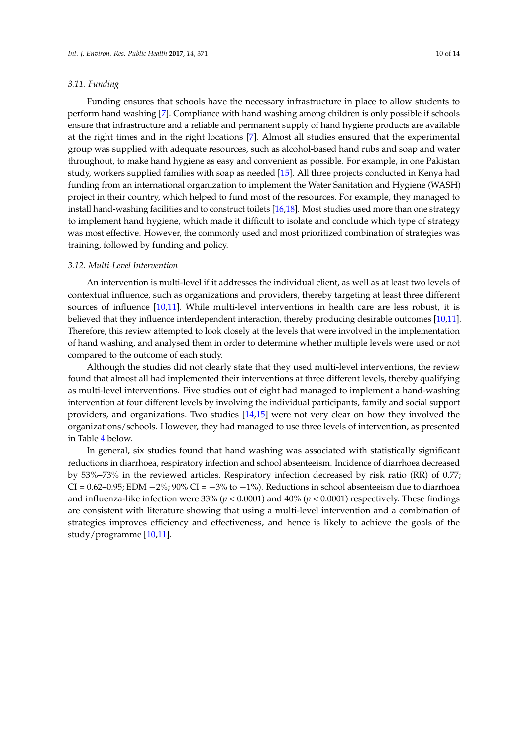### 3.11. Funding

Funding ensures that schools have the necessary infrastructure in place to allow students to perform hand washing [7]. Compliance with hand washing among children is only possible if schools ensure that infrastructure and a reliable and permanent supply of hand hygiene products are available at the right times and in the right locations [7]. Almost all studies ensured that the experimental group was supplied with adequate resources, such as alcohol-based hand rubs and soap and water throughout, to make hand hygiene as easy and convenient as possible. For example, in one Pakistan study, workers supplied families with soap as needed [15]. All three projects conducted in Kenya had funding from an international organization to implement the Water Sanitation and Hygiene (WASH) project in their country, which helped to fund most of the resources. For example, they managed to install hand-washing facilities and to construct toilets [16,18]. Most studies used more than one strategy to implement hand hygiene, which made it difficult to isolate and conclude which type of strategy was most effective. However, the commonly used and most prioritized combination of strategies was training, followed by funding and policy.

### 3.12. Multi-Level Intervention

An intervention is multi-level if it addresses the individual client, as well as at least two levels of contextual influence, such as organizations and providers, thereby targeting at least three different sources of influence [10,11]. While multi-level interventions in health care are less robust, it is believed that they influence interdependent interaction, thereby producing desirable outcomes [10,11]. Therefore, this review attempted to look closely at the levels that were involved in the implementation of hand washing, and analysed them in order to determine whether multiple levels were used or not compared to the outcome of each study.

Although the studies did not clearly state that they used multi-level interventions, the review found that almost all had implemented their interventions at three different levels, thereby qualifying as multi-level interventions. Five studies out of eight had managed to implement a hand-washing intervention at four different levels by involving the individual participants, family and social support providers, and organizations. Two studies [14,15] were not very clear on how they involved the organizations/schools. However, they had managed to use three levels of intervention, as presented in Table 4 below.

In general, six studies found that hand washing was associated with statistically significant reductions in diarrhoea, respiratory infection and school absenteeism. Incidence of diarrhoea decreased by 53%–73% in the reviewed articles. Respiratory infection decreased by risk ratio (RR) of 0.77; CI = 0.62–0.95; EDM −2%; 90% CI = −3% to −1%). Reductions in school absenteeism due to diarrhoea and influenza-like infection were 33% ($p < 0.0001$) and 40% ($p < 0.0001$) respectively. These findings are consistent with literature showing that using a multi-level intervention and a combination of strategies improves efficiency and effectiveness, and hence is likely to achieve the goals of the study/programme [10,11].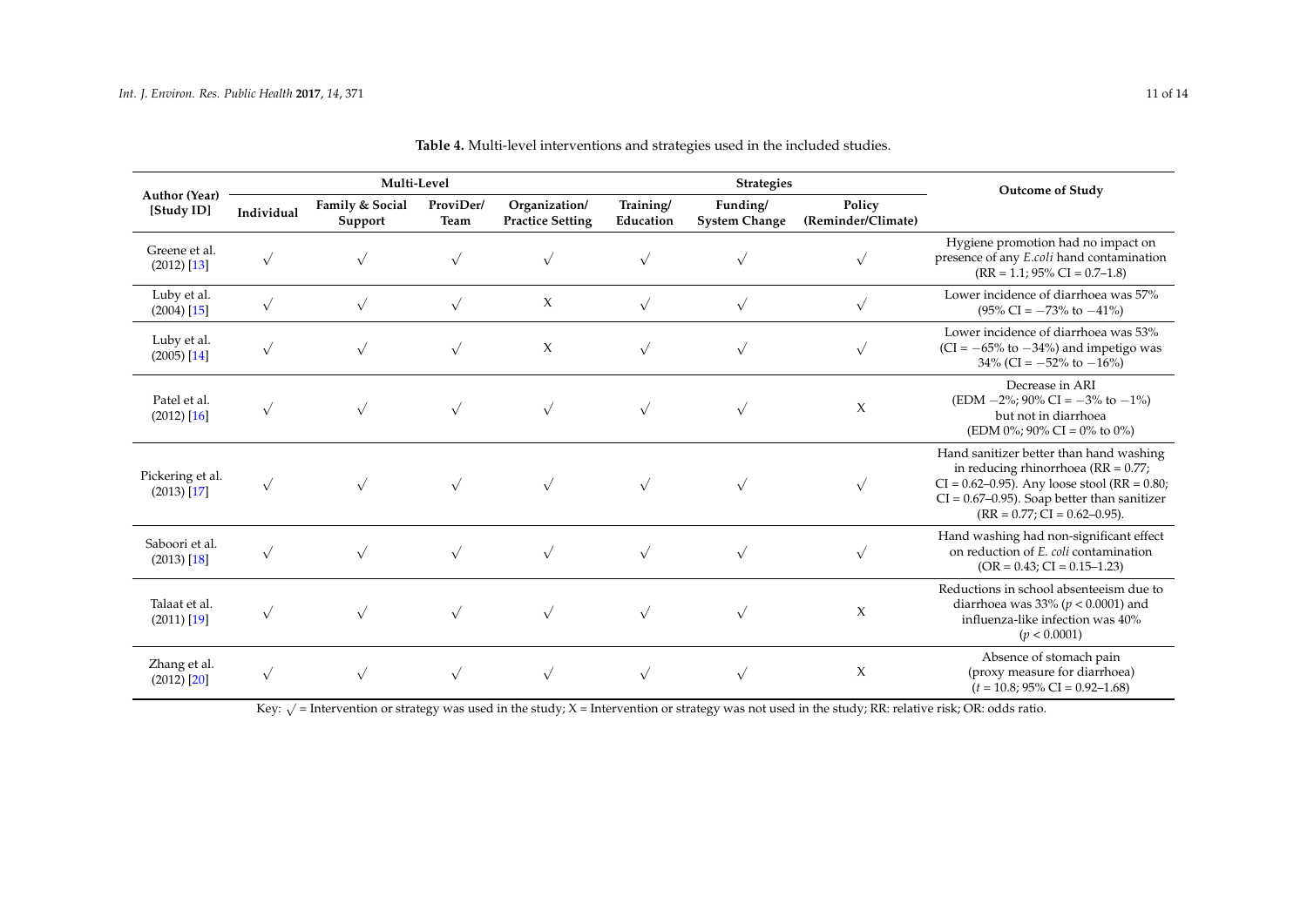**Table 4.** Multi-level interventions and strategies used in the included studies.

| Author (Year) [Study ID] | Multi-Level | | | | Strategies | | | Outcome of Study |
|---|---|---|---|---|---|---|---|---|
| | Individual | Family & Social Support | ProviDer/ Team | Organization/ Practice Setting | Training/ Education | Funding/ System Change | Policy (Reminder/Climate) | |
| Greene et al. (2012) [13] | √ | √ | √ | √ | √ | √ | √ | Hygiene promotion had no impact on presence of any *E.coli* hand contamination (RR = 1.1; 95% CI = 0.7–1.8) |
| Luby et al. (2004) [15] | √ | √ | √ | X | √ | √ | √ | Lower incidence of diarrhoea was 57% (95% CI = −73% to −41%) |
| Luby et al. (2005) [14] | √ | √ | √ | X | √ | √ | √ | Lower incidence of diarrhoea was 53% (CI = −65% to −34%) and impetigo was 34% (CI = −52% to −16%) |
| Patel et al. (2012) [16] | √ | √ | √ | √ | √ | √ | X | Decrease in ARI (EDM −2%; 90% CI = −3% to −1%) but not in diarrhoea (EDM 0%; 90% CI = 0% to 0%) |
| Pickering et al. (2013) [17] | √ | √ | √ | √ | √ | √ | √ | Hand sanitizer better than hand washing in reducing rhinorrhoea (RR = 0.77; CI = 0.62–0.95). Any loose stool (RR = 0.80; CI = 0.67–0.95). Soap better than sanitizer (RR = 0.77; CI = 0.62–0.95). |
| Saboori et al. (2013) [18] | √ | √ | √ | √ | √ | √ | √ | Hand washing had non-significant effect on reduction of *E. coli* contamination (OR = 0.43; CI = 0.15–1.23) |
| Talaat et al. (2011) [19] | √ | √ | √ | √ | √ | √ | X | Reductions in school absenteeism due to diarrhoea was 33% ($p < 0.0001$) and influenza-like infection was 40% ($p < 0.0001$) |
| Zhang et al. (2012) [20] | √ | √ | √ | √ | √ | √ | X | Absence of stomach pain (proxy measure for diarrhoea) ($t = 10.8$; 95% CI = 0.92–1.68) |

Key: √ = Intervention or strategy was used in the study; X = Intervention or strategy was not used in the study; RR: relative risk; OR: odds ratio.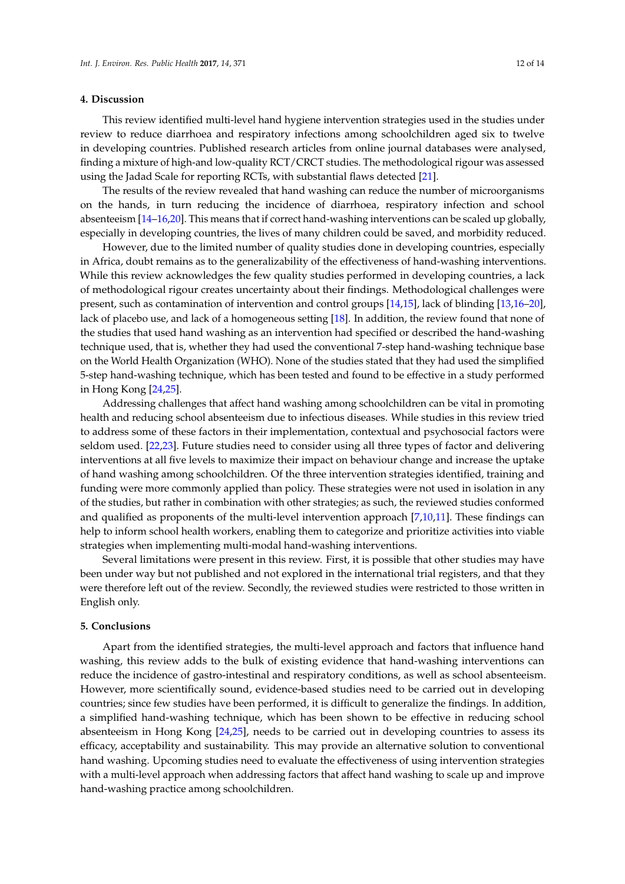## 4. Discussion

This review identified multi-level hand hygiene intervention strategies used in the studies under review to reduce diarrhoea and respiratory infections among schoolchildren aged six to twelve in developing countries. Published research articles from online journal databases were analysed, finding a mixture of high-and low-quality RCT/CRCT studies. The methodological rigour was assessed using the Jadad Scale for reporting RCTs, with substantial flaws detected [21].

The results of the review revealed that hand washing can reduce the number of microorganisms on the hands, in turn reducing the incidence of diarrhoea, respiratory infection and school absenteeism [14–16,20]. This means that if correct hand-washing interventions can be scaled up globally, especially in developing countries, the lives of many children could be saved, and morbidity reduced.

However, due to the limited number of quality studies done in developing countries, especially in Africa, doubt remains as to the generalizability of the effectiveness of hand-washing interventions. While this review acknowledges the few quality studies performed in developing countries, a lack of methodological rigour creates uncertainty about their findings. Methodological challenges were present, such as contamination of intervention and control groups [14,15], lack of blinding [13,16–20], lack of placebo use, and lack of a homogeneous setting [18]. In addition, the review found that none of the studies that used hand washing as an intervention had specified or described the hand-washing technique used, that is, whether they had used the conventional 7-step hand-washing technique base on the World Health Organization (WHO). None of the studies stated that they had used the simplified 5-step hand-washing technique, which has been tested and found to be effective in a study performed in Hong Kong [24,25].

Addressing challenges that affect hand washing among schoolchildren can be vital in promoting health and reducing school absenteeism due to infectious diseases. While studies in this review tried to address some of these factors in their implementation, contextual and psychosocial factors were seldom used. [22,23]. Future studies need to consider using all three types of factor and delivering interventions at all five levels to maximize their impact on behaviour change and increase the uptake of hand washing among schoolchildren. Of the three intervention strategies identified, training and funding were more commonly applied than policy. These strategies were not used in isolation in any of the studies, but rather in combination with other strategies; as such, the reviewed studies conformed and qualified as proponents of the multi-level intervention approach [7,10,11]. These findings can help to inform school health workers, enabling them to categorize and prioritize activities into viable strategies when implementing multi-modal hand-washing interventions.

Several limitations were present in this review. First, it is possible that other studies may have been under way but not published and not explored in the international trial registers, and that they were therefore left out of the review. Secondly, the reviewed studies were restricted to those written in English only.

## 5. Conclusions

Apart from the identified strategies, the multi-level approach and factors that influence hand washing, this review adds to the bulk of existing evidence that hand-washing interventions can reduce the incidence of gastro-intestinal and respiratory conditions, as well as school absenteeism. However, more scientifically sound, evidence-based studies need to be carried out in developing countries; since few studies have been performed, it is difficult to generalize the findings. In addition, a simplified hand-washing technique, which has been shown to be effective in reducing school absenteeism in Hong Kong [24,25], needs to be carried out in developing countries to assess its efficacy, acceptability and sustainability. This may provide an alternative solution to conventional hand washing. Upcoming studies need to evaluate the effectiveness of using intervention strategies with a multi-level approach when addressing factors that affect hand washing to scale up and improve hand-washing practice among schoolchildren.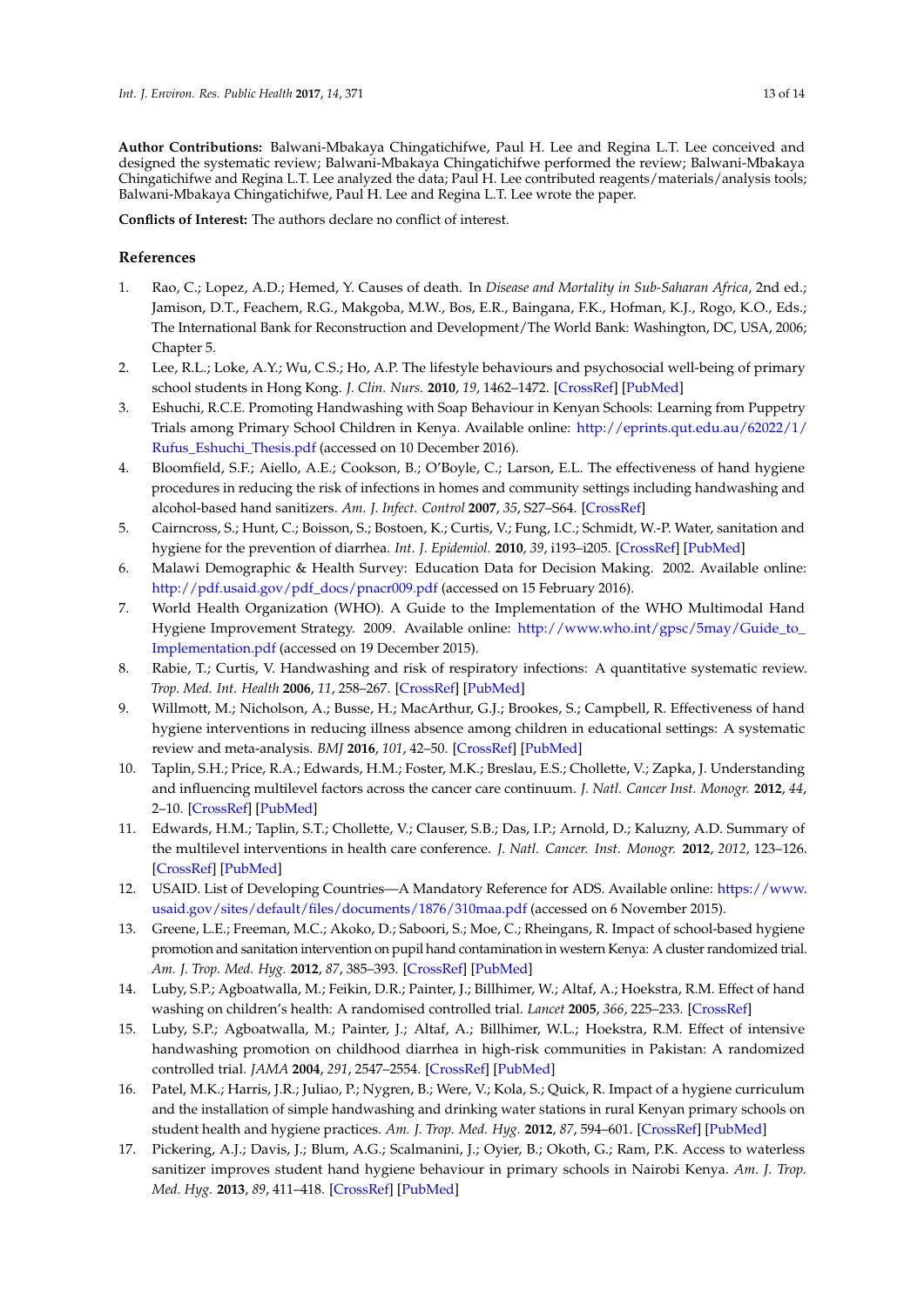**Author Contributions:** Balwani-Mbakaya Chingatichifwe, Paul H. Lee and Regina L.T. Lee conceived and designed the systematic review; Balwani-Mbakaya Chingatichifwe performed the review; Balwani-Mbakaya Chingatichifwe and Regina L.T. Lee analyzed the data; Paul H. Lee contributed reagents/materials/analysis tools; Balwani-Mbakaya Chingatichifwe, Paul H. Lee and Regina L.T. Lee wrote the paper.

**Conflicts of Interest:** The authors declare no conflict of interest.

## References

1. Rao, C.; Lopez, A.D.; Hemed, Y. Causes of death. In *Disease and Mortality in Sub-Saharan Africa*, 2nd ed.; Jamison, D.T., Feachem, R.G., Makgoba, M.W., Bos, E.R., Baingana, F.K., Hofman, K.J., Rogo, K.O., Eds.; The International Bank for Reconstruction and Development/The World Bank: Washington, DC, USA, 2006; Chapter 5.
2. Lee, R.L.; Loke, A.Y.; Wu, C.S.; Ho, A.P. The lifestyle behaviours and psychosocial well-being of primary school students in Hong Kong. *J. Clin. Nurs.* **2010**, *19*, 1462–1472. [CrossRef] [PubMed]
3. Eshuchi, R.C.E. Promoting Handwashing with Soap Behaviour in Kenyan Schools: Learning from Puppetry Trials among Primary School Children in Kenya. Available online: http://eprints.qut.edu.au/62022/1/Rufus_Eshuchi_Thesis.pdf (accessed on 10 December 2016).
4. Bloomfield, S.F.; Aiello, A.E.; Cookson, B.; O'Boyle, C.; Larson, E.L. The effectiveness of hand hygiene procedures in reducing the risk of infections in homes and community settings including handwashing and alcohol-based hand sanitizers. *Am. J. Infect. Control* **2007**, *35*, S27–S64. [CrossRef]
5. Cairncross, S.; Hunt, C.; Boisson, S.; Bostoen, K.; Curtis, V.; Fung, I.C.; Schmidt, W.-P. Water, sanitation and hygiene for the prevention of diarrhea. *Int. J. Epidemiol.* **2010**, *39*, i193–i205. [CrossRef] [PubMed]
6. Malawi Demographic & Health Survey: Education Data for Decision Making. 2002. Available online: http://pdf.usaid.gov/pdf_docs/pnacr009.pdf (accessed on 15 February 2016).
7. World Health Organization (WHO). A Guide to the Implementation of the WHO Multimodal Hand Hygiene Improvement Strategy. 2009. Available online: http://www.who.int/gpsc/5may/Guide_to_Implementation.pdf (accessed on 19 December 2015).
8. Rabie, T.; Curtis, V. Handwashing and risk of respiratory infections: A quantitative systematic review. *Trop. Med. Int. Health* **2006**, *11*, 258–267. [CrossRef] [PubMed]
9. Willmott, M.; Nicholson, A.; Busse, H.; MacArthur, G.J.; Brookes, S.; Campbell, R. Effectiveness of hand hygiene interventions in reducing illness absence among children in educational settings: A systematic review and meta-analysis. *BMJ* **2016**, *101*, 42–50. [CrossRef] [PubMed]
10. Taplin, S.H.; Price, R.A.; Edwards, H.M.; Foster, M.K.; Breslau, E.S.; Chollette, V.; Zapka, J. Understanding and influencing multilevel factors across the cancer care continuum. *J. Natl. Cancer Inst. Monogr.* **2012**, *44*, 2–10. [CrossRef] [PubMed]
11. Edwards, H.M.; Taplin, S.T.; Chollette, V.; Clauser, S.B.; Das, I.P.; Arnold, D.; Kaluzny, A.D. Summary of the multilevel interventions in health care conference. *J. Natl. Cancer. Inst. Monogr.* **2012**, *2012*, 123–126. [CrossRef] [PubMed]
12. USAID. List of Developing Countries—A Mandatory Reference for ADS. Available online: https://www.usaid.gov/sites/default/files/documents/1876/310maa.pdf (accessed on 6 November 2015).
13. Greene, L.E.; Freeman, M.C.; Akoko, D.; Saboori, S.; Moe, C.; Rheingans, R. Impact of school-based hygiene promotion and sanitation intervention on pupil hand contamination in western Kenya: A cluster randomized trial. *Am. J. Trop. Med. Hyg.* **2012**, *87*, 385–393. [CrossRef] [PubMed]
14. Luby, S.P.; Agboatwalla, M.; Feikin, D.R.; Painter, J.; Billhimer, W.; Altaf, A.; Hoekstra, R.M. Effect of hand washing on children's health: A randomised controlled trial. *Lancet* **2005**, *366*, 225–233. [CrossRef]
15. Luby, S.P.; Agboatwalla, M.; Painter, J.; Altaf, A.; Billhimer, W.L.; Hoekstra, R.M. Effect of intensive handwashing promotion on childhood diarrhea in high-risk communities in Pakistan: A randomized controlled trial. *JAMA* **2004**, *291*, 2547–2554. [CrossRef] [PubMed]
16. Patel, M.K.; Harris, J.R.; Juliao, P.; Nygren, B.; Were, V.; Kola, S.; Quick, R. Impact of a hygiene curriculum and the installation of simple handwashing and drinking water stations in rural Kenyan primary schools on student health and hygiene practices. *Am. J. Trop. Med. Hyg.* **2012**, *87*, 594–601. [CrossRef] [PubMed]
17. Pickering, A.J.; Davis, J.; Blum, A.G.; Scalmanini, J.; Oyier, B.; Okoth, G.; Ram, P.K. Access to waterless sanitizer improves student hand hygiene behaviour in primary schools in Nairobi Kenya. *Am. J. Trop. Med. Hyg.* **2013**, *89*, 411–418. [CrossRef] [PubMed]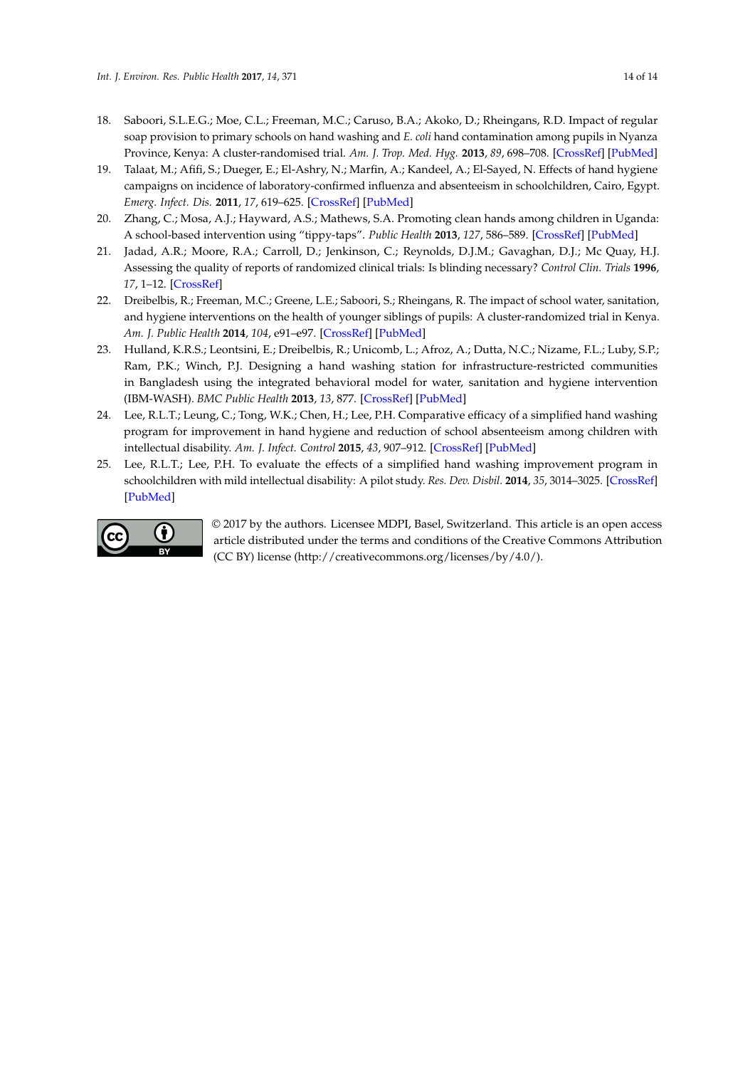18. Saboori, S.L.E.G.; Moe, C.L.; Freeman, M.C.; Caruso, B.A.; Akoko, D.; Rheingans, R.D. Impact of regular soap provision to primary schools on hand washing and *E. coli* hand contamination among pupils in Nyanza Province, Kenya: A cluster-randomised trial. *Am. J. Trop. Med. Hyg.* **2013**, *89*, 698–708. [CrossRef] [PubMed]
19. Talaat, M.; Afifi, S.; Dueger, E.; El-Ashry, N.; Marfin, A.; Kandeel, A.; El-Sayed, N. Effects of hand hygiene campaigns on incidence of laboratory-confirmed influenza and absenteeism in schoolchildren, Cairo, Egypt. *Emerg. Infect. Dis.* **2011**, *17*, 619–625. [CrossRef] [PubMed]
20. Zhang, C.; Mosa, A.J.; Hayward, A.S.; Mathews, S.A. Promoting clean hands among children in Uganda: A school-based intervention using "tippy-taps". *Public Health* **2013**, *127*, 586–589. [CrossRef] [PubMed]
21. Jadad, A.R.; Moore, R.A.; Carroll, D.; Jenkinson, C.; Reynolds, D.J.M.; Gavaghan, D.J.; Mc Quay, H.J. Assessing the quality of reports of randomized clinical trials: Is blinding necessary? *Control Clin. Trials* **1996**, *17*, 1–12. [CrossRef]
22. Dreibelbis, R.; Freeman, M.C.; Greene, L.E.; Saboori, S.; Rheingans, R. The impact of school water, sanitation, and hygiene interventions on the health of younger siblings of pupils: A cluster-randomized trial in Kenya. *Am. J. Public Health* **2014**, *104*, e91–e97. [CrossRef] [PubMed]
23. Hulland, K.R.S.; Leontsini, E.; Dreibelbis, R.; Unicomb, L.; Afroz, A.; Dutta, N.C.; Nizame, F.L.; Luby, S.P.; Ram, P.K.; Winch, P.J. Designing a hand washing station for infrastructure-restricted communities in Bangladesh using the integrated behavioral model for water, sanitation and hygiene intervention (IBM-WASH). *BMC Public Health* **2013**, *13*, 877. [CrossRef] [PubMed]
24. Lee, R.L.T.; Leung, C.; Tong, W.K.; Chen, H.; Lee, P.H. Comparative efficacy of a simplified hand washing program for improvement in hand hygiene and reduction of school absenteeism among children with intellectual disability. *Am. J. Infect. Control* **2015**, *43*, 907–912. [CrossRef] [PubMed]
25. Lee, R.L.T.; Lee, P.H. To evaluate the effects of a simplified hand washing improvement program in schoolchildren with mild intellectual disability: A pilot study. *Res. Dev. Disbil.* **2014**, *35*, 3014–3025. [CrossRef] [PubMed]

© 2017 by the authors. Licensee MDPI, Basel, Switzerland. This article is an open access article distributed under the terms and conditions of the Creative Commons Attribution (CC BY) license (http://creativecommons.org/licenses/by/4.0/).